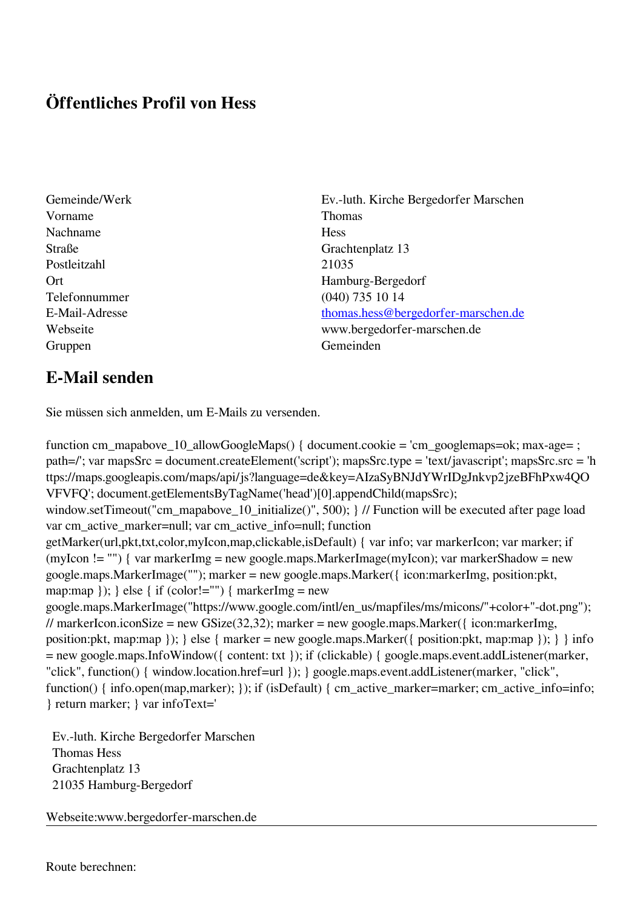# Öffentliches Profil von Hess

| | |
|---|---|
| Gemeinde/Werk | Ev.-luth. Kirche Bergedorfer Marschen |
| Vorname | Thomas |
| Nachname | Hess |
| Straße | Grachtenplatz 13 |
| Postleitzahl | 21035 |
| Ort | Hamburg-Bergedorf |
| Telefonnummer | (040) 735 10 14 |
| E-Mail-Adresse | thomas.hess@bergedorfer-marschen.de |
| Webseite | www.bergedorfer-marschen.de |
| Gruppen | Gemeinden |

## E-Mail senden

Sie müssen sich anmelden, um E-Mails zu versenden.

```
function cm_mapabove_10_allowGoogleMaps() { document.cookie = 'cm_googlemaps=ok; max-age= ; path=/'; var mapsSrc = document.createElement('script'); mapsSrc.type = 'text/javascript'; mapsSrc.src = 'https://maps.googleapis.com/maps/api/js?language=de&key=AIzaSyBNJdYWrIDgJnkvp2jzeBFhPxw4QOVFVFQ'; document.getElementsByTagName('head')[0].appendChild(mapsSrc); window.setTimeout("cm_mapabove_10_initialize()", 500); } // Function will be executed after page load var cm_active_marker=null; var cm_active_info=null; function getMarker(url,pkt,txt,color,myIcon,map,clickable,isDefault) { var info; var markerIcon; var marker; if (myIcon != "") { var markerImg = new google.maps.MarkerImage(myIcon); var markerShadow = new google.maps.MarkerImage(""); marker = new google.maps.Marker({ icon:markerImg, position:pkt, map:map }); } else { if (color!="") { markerImg = new google.maps.MarkerImage("https://www.google.com/intl/en_us/mapfiles/ms/micons/"+color+"-dot.png"); // markerIcon.iconSize = new GSize(32,32); marker = new google.maps.Marker({ icon:markerImg, position:pkt, map:map }); } else { marker = new google.maps.Marker({ position:pkt, map:map }); } } info = new google.maps.InfoWindow({ content: txt }); if (clickable) { google.maps.event.addListener(marker, "click", function() { window.location.href=url }); } google.maps.event.addListener(marker, "click", function() { info.open(map,marker); }); if (isDefault) { cm_active_marker=marker; cm_active_info=info; } return marker; } var infoText='
```

Ev.-luth. Kirche Bergedorfer Marschen
Thomas Hess
Grachtenplatz 13
21035 Hamburg-Bergedorf

Webseite:www.bergedorfer-marschen.de

---

Route berechnen: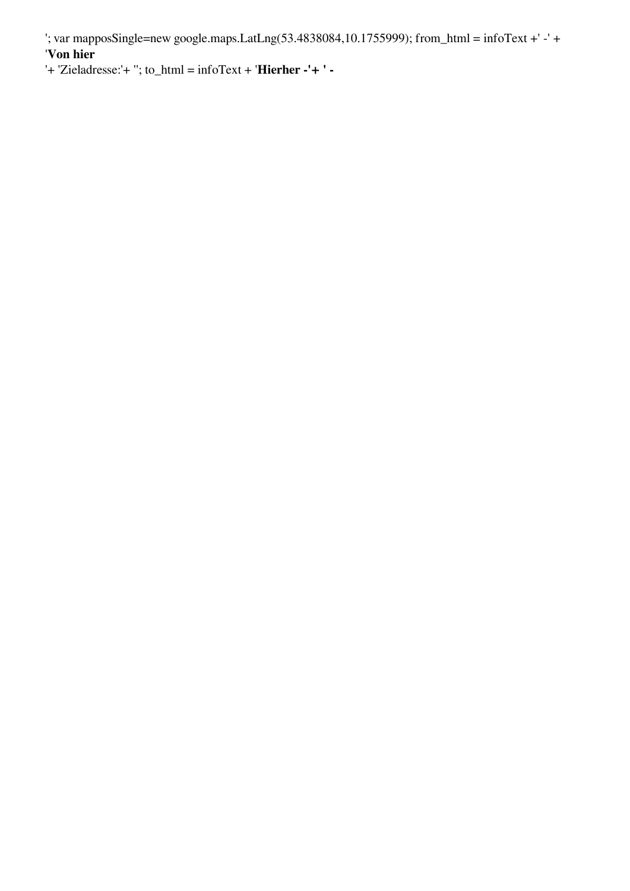'; var mapposSingle=new google.maps.LatLng(53.4838084,10.1755999); from_html = infoText +' -' +
'**Von hier**
'+ 'Zieladresse:'+ ''; to_html = infoText + '**Hierher -'+ ' -**